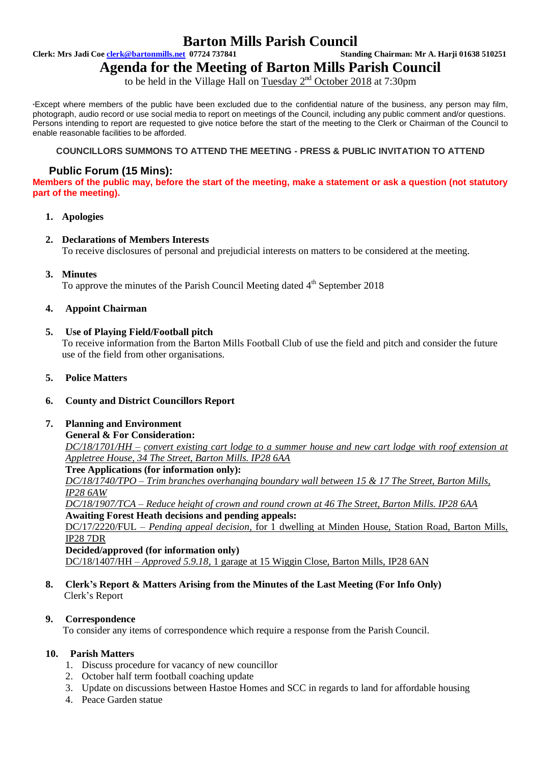# Barton Mills Parish Council

**Clerk: Mrs Jadi Coe clerk@bartonmills.net 07724 737841** **Standing Chairman: Mr A. Harji 01638 510251**

# Agenda for the Meeting of Barton Mills Parish Council

to be held in the Village Hall on Tuesday 2nd October 2018 at 7:30pm

*Except where members of the public have been excluded due to the confidential nature of the business, any person may film, photograph, audio record or use social media to report on meetings of the Council, including any public comment and/or questions. Persons intending to report are requested to give notice before the start of the meeting to the Clerk or Chairman of the Council to enable reasonable facilities to be afforded.

**COUNCILLORS SUMMONS TO ATTEND THE MEETING - PRESS & PUBLIC INVITATION TO ATTEND**

## Public Forum (15 Mins):

**Members of the public may, before the start of the meeting, make a statement or ask a question (not statutory part of the meeting).**

1. **Apologies**

2. **Declarations of Members Interests**
   To receive disclosures of personal and prejudicial interests on matters to be considered at the meeting.

3. **Minutes**
   To approve the minutes of the Parish Council Meeting dated 4th September 2018

4. **Appoint Chairman**

5. **Use of Playing Field/Football pitch**
   To receive information from the Barton Mills Football Club of use the field and pitch and consider the future use of the field from other organisations.

5. **Police Matters**

6. **County and District Councillors Report**

7. **Planning and Environment**
   **General & For Consideration:**
   *DC/18/1701/HH – convert existing cart lodge to a summer house and new cart lodge with roof extension at Appletree House, 34 The Street, Barton Mills. IP28 6AA*
   **Tree Applications (for information only):**
   *DC/18/1740/TPO – Trim branches overhanging boundary wall between 15 & 17 The Street, Barton Mills, IP28 6AW*
   *DC/18/1907/TCA – Reduce height of crown and round crown at 46 The Street, Barton Mills. IP28 6AA*
   **Awaiting Forest Heath decisions and pending appeals:**
   DC/17/2220/FUL – *Pending appeal decision,* for 1 dwelling at Minden House, Station Road, Barton Mills, IP28 7DR
   **Decided/approved (for information only)**
   DC/18/1407/HH – *Approved 5.9.18,* 1 garage at 15 Wiggin Close, Barton Mills, IP28 6AN

8. **Clerk's Report & Matters Arising from the Minutes of the Last Meeting (For Info Only)**
   Clerk's Report

9. **Correspondence**
   To consider any items of correspondence which require a response from the Parish Council.

10. **Parish Matters**
    1. Discuss procedure for vacancy of new councillor
    2. October half term football coaching update
    3. Update on discussions between Hastoe Homes and SCC in regards to land for affordable housing
    4. Peace Garden statue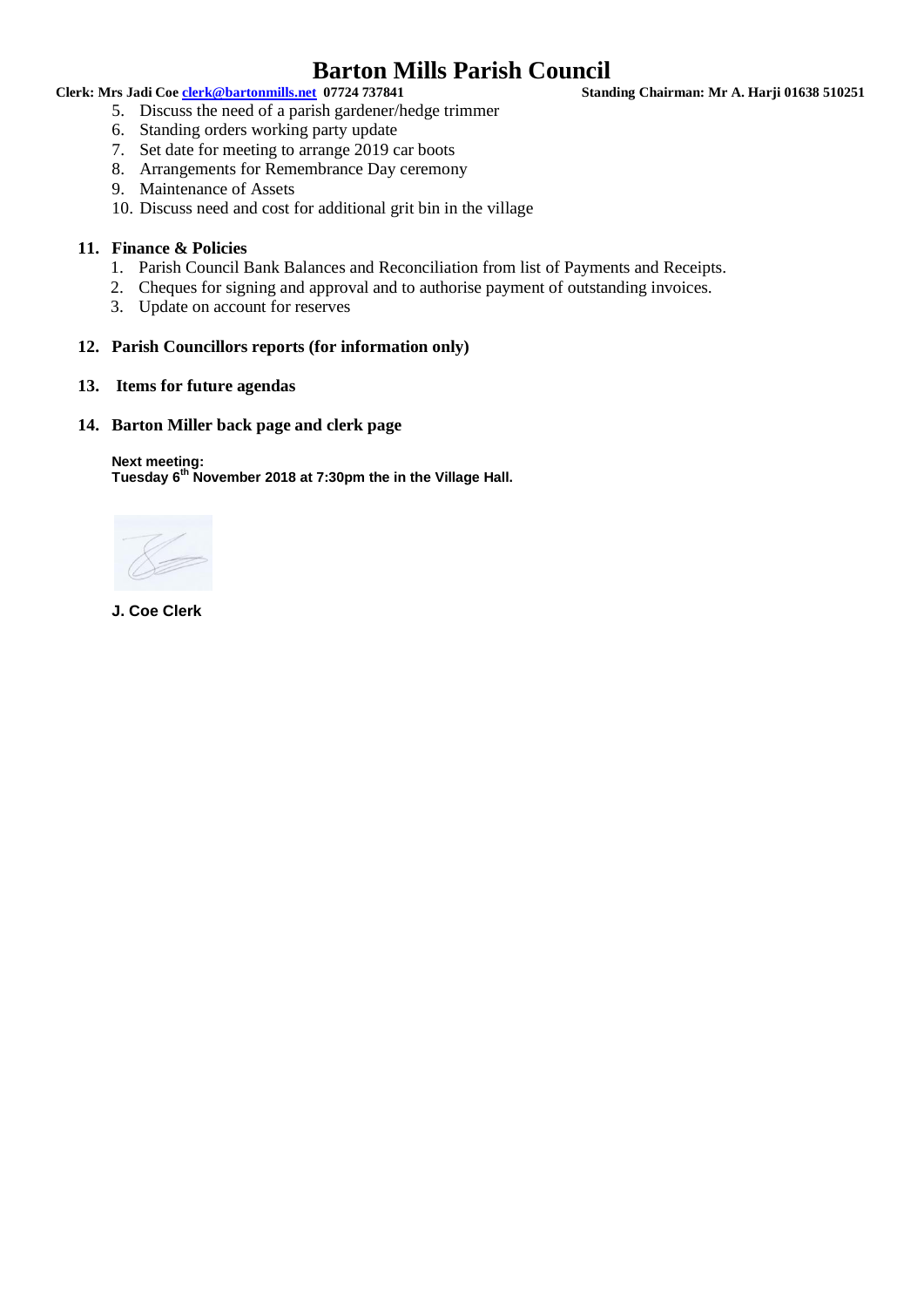5. Discuss the need of a parish gardener/hedge trimmer
6. Standing orders working party update
7. Set date for meeting to arrange 2019 car boots
8. Arrangements for Remembrance Day ceremony
9. Maintenance of Assets
10. Discuss need and cost for additional grit bin in the village

**11. Finance & Policies**

1. Parish Council Bank Balances and Reconciliation from list of Payments and Receipts.
2. Cheques for signing and approval and to authorise payment of outstanding invoices.
3. Update on account for reserves

**12. Parish Councillors reports (for information only)**

**13. Items for future agendas**

**14. Barton Miller back page and clerk page**

**Next meeting:**
**Tuesday 6th November 2018 at 7:30pm the in the Village Hall.**

**J. Coe Clerk**